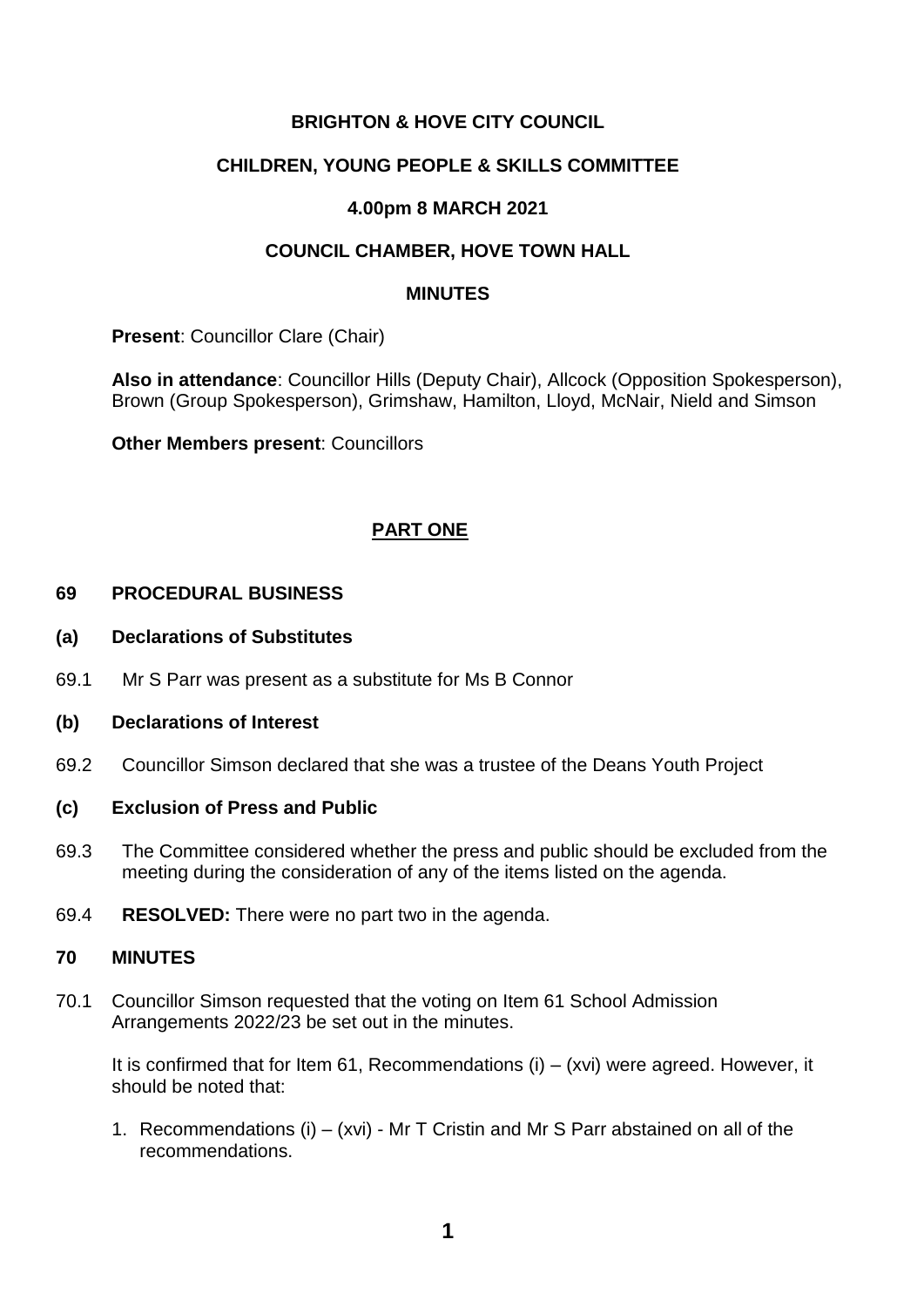**BRIGHTON & HOVE CITY COUNCIL**

**CHILDREN, YOUNG PEOPLE & SKILLS COMMITTEE**

**4.00pm 8 MARCH 2021**

**COUNCIL CHAMBER, HOVE TOWN HALL**

**MINUTES**

**Present**: Councillor Clare (Chair)

**Also in attendance**: Councillor Hills (Deputy Chair), Allcock (Opposition Spokesperson), Brown (Group Spokesperson), Grimshaw, Hamilton, Lloyd, McNair, Nield and Simson

**Other Members present**: Councillors

## PART ONE

### 69 PROCEDURAL BUSINESS

#### (a) Declarations of Substitutes

69.1 Mr S Parr was present as a substitute for Ms B Connor

#### (b) Declarations of Interest

69.2 Councillor Simson declared that she was a trustee of the Deans Youth Project

#### (c) Exclusion of Press and Public

69.3 The Committee considered whether the press and public should be excluded from the meeting during the consideration of any of the items listed on the agenda.

69.4 **RESOLVED:** There were no part two in the agenda.

### 70 MINUTES

70.1 Councillor Simson requested that the voting on Item 61 School Admission Arrangements 2022/23 be set out in the minutes.

It is confirmed that for Item 61, Recommendations (i) – (xvi) were agreed. However, it should be noted that:

1. Recommendations (i) – (xvi) - Mr T Cristin and Mr S Parr abstained on all of the recommendations.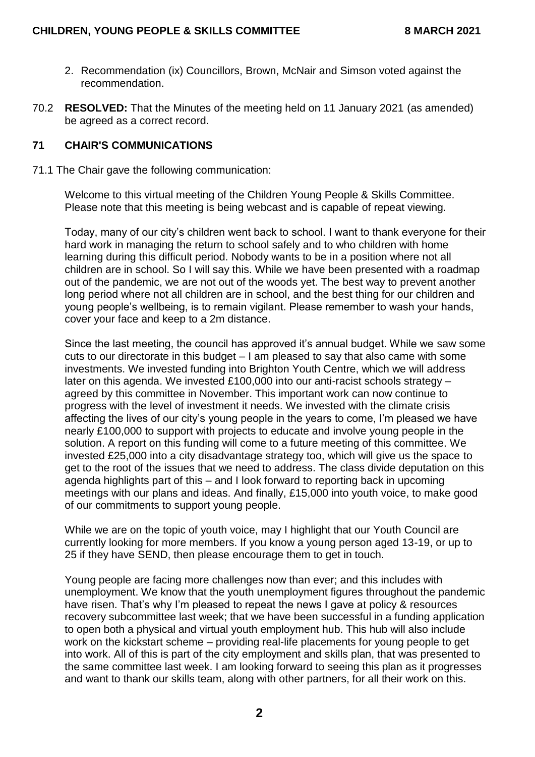2. Recommendation (ix) Councillors, Brown, McNair and Simson voted against the recommendation.

70.2 **RESOLVED:** That the Minutes of the meeting held on 11 January 2021 (as amended) be agreed as a correct record.

## 71 CHAIR'S COMMUNICATIONS

71.1 The Chair gave the following communication:

Welcome to this virtual meeting of the Children Young People & Skills Committee. Please note that this meeting is being webcast and is capable of repeat viewing.

Today, many of our city's children went back to school. I want to thank everyone for their hard work in managing the return to school safely and to who children with home learning during this difficult period. Nobody wants to be in a position where not all children are in school. So I will say this. While we have been presented with a roadmap out of the pandemic, we are not out of the woods yet. The best way to prevent another long period where not all children are in school, and the best thing for our children and young people's wellbeing, is to remain vigilant. Please remember to wash your hands, cover your face and keep to a 2m distance.

Since the last meeting, the council has approved it's annual budget. While we saw some cuts to our directorate in this budget – I am pleased to say that also came with some investments. We invested funding into Brighton Youth Centre, which we will address later on this agenda. We invested £100,000 into our anti-racist schools strategy – agreed by this committee in November. This important work can now continue to progress with the level of investment it needs. We invested with the climate crisis affecting the lives of our city's young people in the years to come, I'm pleased we have nearly £100,000 to support with projects to educate and involve young people in the solution. A report on this funding will come to a future meeting of this committee. We invested £25,000 into a city disadvantage strategy too, which will give us the space to get to the root of the issues that we need to address. The class divide deputation on this agenda highlights part of this – and I look forward to reporting back in upcoming meetings with our plans and ideas. And finally, £15,000 into youth voice, to make good of our commitments to support young people.

While we are on the topic of youth voice, may I highlight that our Youth Council are currently looking for more members. If you know a young person aged 13-19, or up to 25 if they have SEND, then please encourage them to get in touch.

Young people are facing more challenges now than ever; and this includes with unemployment. We know that the youth unemployment figures throughout the pandemic have risen. That's why I'm pleased to repeat the news I gave at policy & resources recovery subcommittee last week; that we have been successful in a funding application to open both a physical and virtual youth employment hub. This hub will also include work on the kickstart scheme – providing real-life placements for young people to get into work. All of this is part of the city employment and skills plan, that was presented to the same committee last week. I am looking forward to seeing this plan as it progresses and want to thank our skills team, along with other partners, for all their work on this.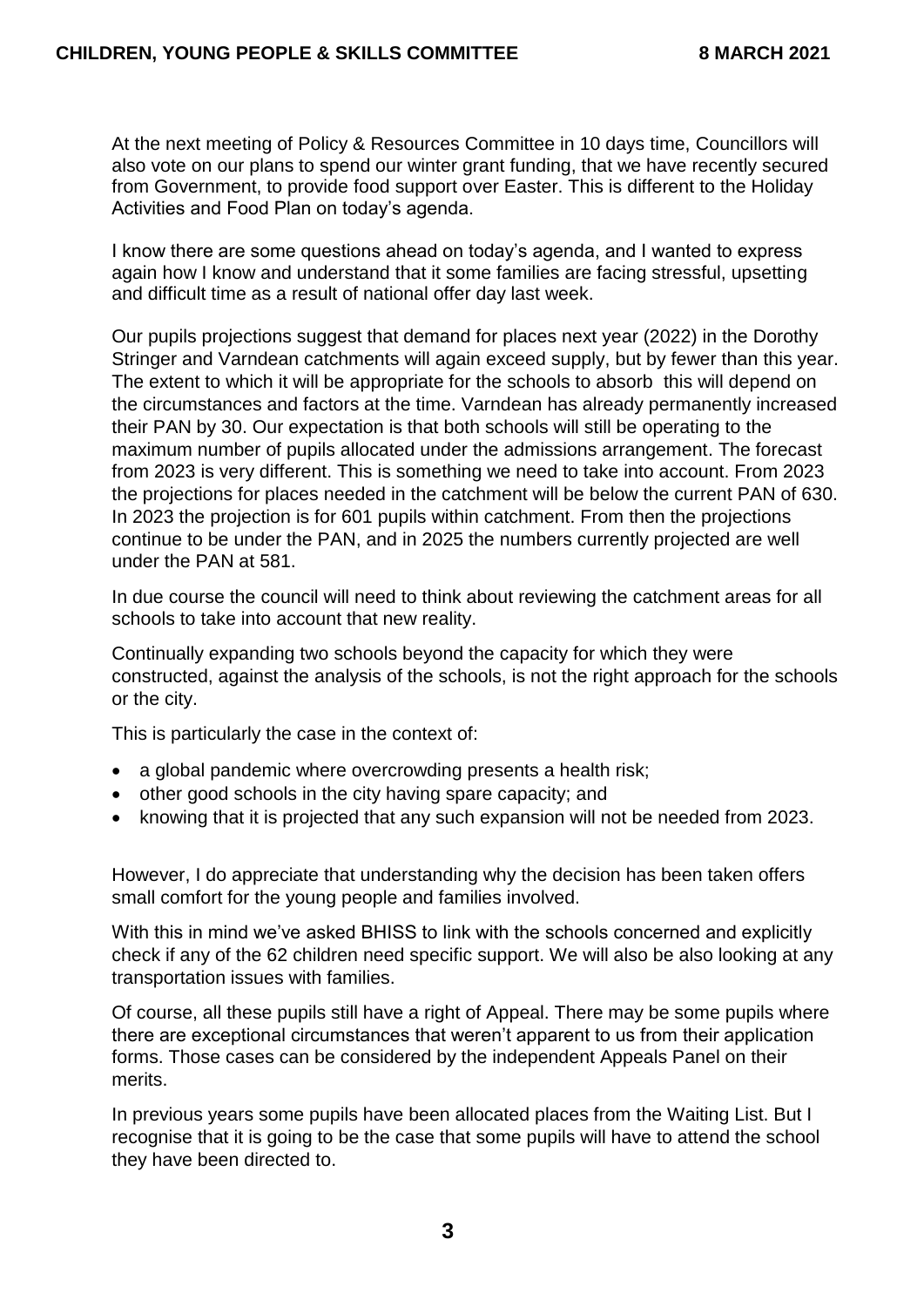At the next meeting of Policy & Resources Committee in 10 days time, Councillors will also vote on our plans to spend our winter grant funding, that we have recently secured from Government, to provide food support over Easter. This is different to the Holiday Activities and Food Plan on today's agenda.

I know there are some questions ahead on today's agenda, and I wanted to express again how I know and understand that it some families are facing stressful, upsetting and difficult time as a result of national offer day last week.

Our pupils projections suggest that demand for places next year (2022) in the Dorothy Stringer and Varndean catchments will again exceed supply, but by fewer than this year. The extent to which it will be appropriate for the schools to absorb this will depend on the circumstances and factors at the time. Varndean has already permanently increased their PAN by 30. Our expectation is that both schools will still be operating to the maximum number of pupils allocated under the admissions arrangement. The forecast from 2023 is very different. This is something we need to take into account. From 2023 the projections for places needed in the catchment will be below the current PAN of 630. In 2023 the projection is for 601 pupils within catchment. From then the projections continue to be under the PAN, and in 2025 the numbers currently projected are well under the PAN at 581.

In due course the council will need to think about reviewing the catchment areas for all schools to take into account that new reality.

Continually expanding two schools beyond the capacity for which they were constructed, against the analysis of the schools, is not the right approach for the schools or the city.

This is particularly the case in the context of:

- a global pandemic where overcrowding presents a health risk;
- other good schools in the city having spare capacity; and
- knowing that it is projected that any such expansion will not be needed from 2023.

However, I do appreciate that understanding why the decision has been taken offers small comfort for the young people and families involved.

With this in mind we've asked BHISS to link with the schools concerned and explicitly check if any of the 62 children need specific support. We will also be also looking at any transportation issues with families.

Of course, all these pupils still have a right of Appeal. There may be some pupils where there are exceptional circumstances that weren't apparent to us from their application forms. Those cases can be considered by the independent Appeals Panel on their merits.

In previous years some pupils have been allocated places from the Waiting List. But I recognise that it is going to be the case that some pupils will have to attend the school they have been directed to.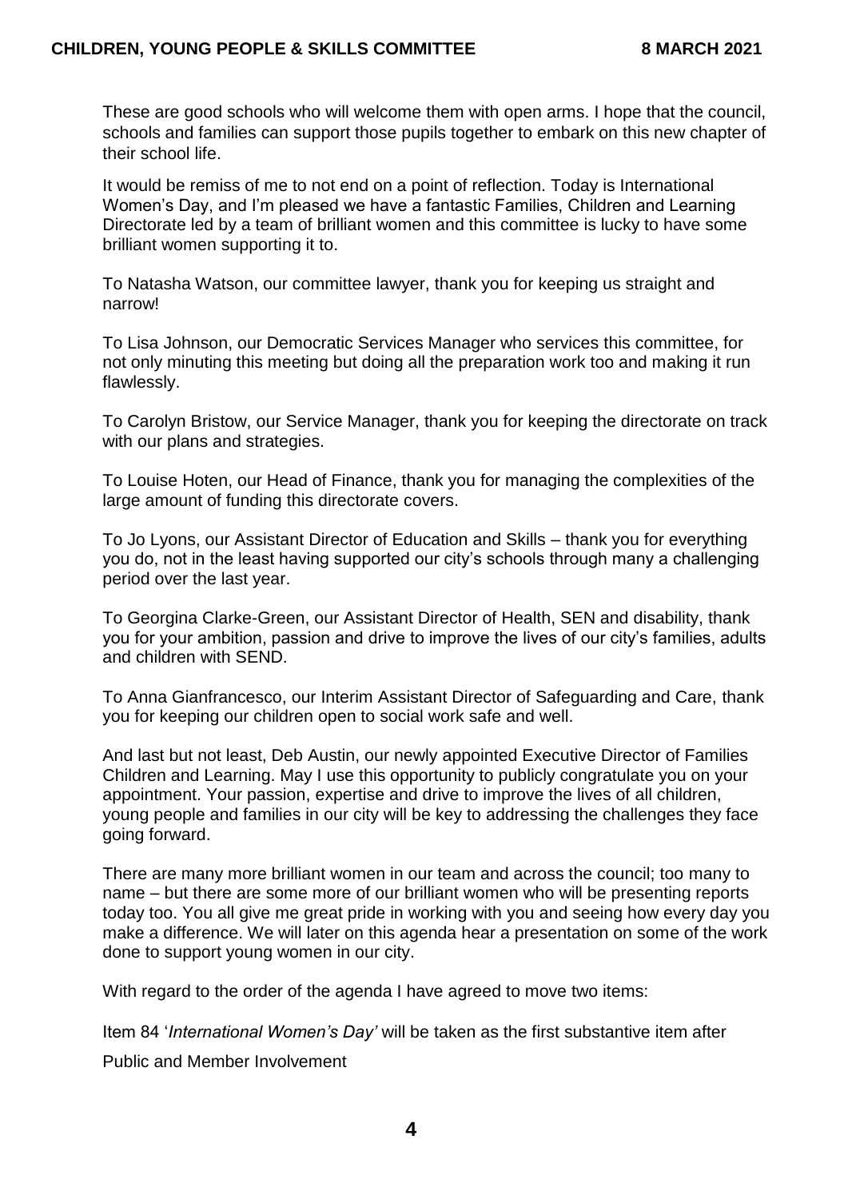These are good schools who will welcome them with open arms. I hope that the council, schools and families can support those pupils together to embark on this new chapter of their school life.

It would be remiss of me to not end on a point of reflection. Today is International Women's Day, and I'm pleased we have a fantastic Families, Children and Learning Directorate led by a team of brilliant women and this committee is lucky to have some brilliant women supporting it to.

To Natasha Watson, our committee lawyer, thank you for keeping us straight and narrow!

To Lisa Johnson, our Democratic Services Manager who services this committee, for not only minuting this meeting but doing all the preparation work too and making it run flawlessly.

To Carolyn Bristow, our Service Manager, thank you for keeping the directorate on track with our plans and strategies.

To Louise Hoten, our Head of Finance, thank you for managing the complexities of the large amount of funding this directorate covers.

To Jo Lyons, our Assistant Director of Education and Skills – thank you for everything you do, not in the least having supported our city's schools through many a challenging period over the last year.

To Georgina Clarke-Green, our Assistant Director of Health, SEN and disability, thank you for your ambition, passion and drive to improve the lives of our city's families, adults and children with SEND.

To Anna Gianfrancesco, our Interim Assistant Director of Safeguarding and Care, thank you for keeping our children open to social work safe and well.

And last but not least, Deb Austin, our newly appointed Executive Director of Families Children and Learning. May I use this opportunity to publicly congratulate you on your appointment. Your passion, expertise and drive to improve the lives of all children, young people and families in our city will be key to addressing the challenges they face going forward.

There are many more brilliant women in our team and across the council; too many to name – but there are some more of our brilliant women who will be presenting reports today too. You all give me great pride in working with you and seeing how every day you make a difference. We will later on this agenda hear a presentation on some of the work done to support young women in our city.

With regard to the order of the agenda I have agreed to move two items:

Item 84 '*International Women's Day'* will be taken as the first substantive item after Public and Member Involvement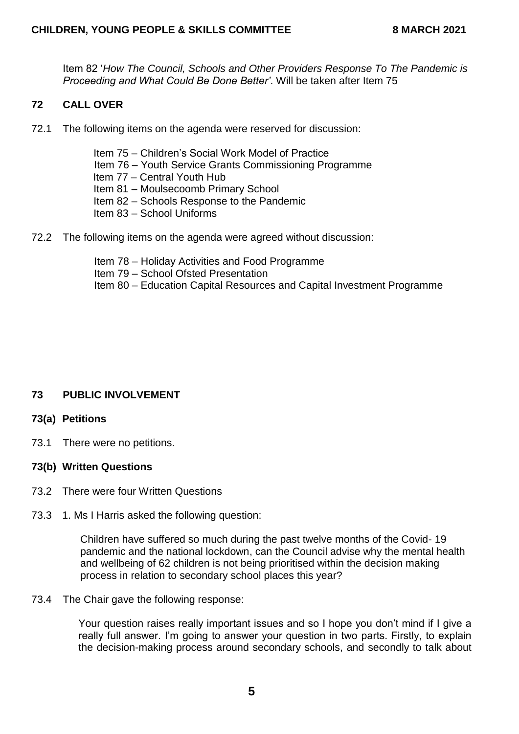Item 82 '*How The Council, Schools and Other Providers Response To The Pandemic is Proceeding and What Could Be Done Better*'. Will be taken after Item 75

## 72 CALL OVER

72.1 The following items on the agenda were reserved for discussion:

- Item 75 – Children's Social Work Model of Practice
- Item 76 – Youth Service Grants Commissioning Programme
- Item 77 – Central Youth Hub
- Item 81 – Moulsecoomb Primary School
- Item 82 – Schools Response to the Pandemic
- Item 83 – School Uniforms

72.2 The following items on the agenda were agreed without discussion:

- Item 78 – Holiday Activities and Food Programme
- Item 79 – School Ofsted Presentation
- Item 80 – Education Capital Resources and Capital Investment Programme

## 73 PUBLIC INVOLVEMENT

### 73(a) Petitions

73.1 There were no petitions.

### 73(b) Written Questions

73.2 There were four Written Questions

73.3 1. Ms I Harris asked the following question:

> Children have suffered so much during the past twelve months of the Covid- 19 pandemic and the national lockdown, can the Council advise why the mental health and wellbeing of 62 children is not being prioritised within the decision making process in relation to secondary school places this year?

73.4 The Chair gave the following response:

> Your question raises really important issues and so I hope you don't mind if I give a really full answer. I'm going to answer your question in two parts. Firstly, to explain the decision-making process around secondary schools, and secondly to talk about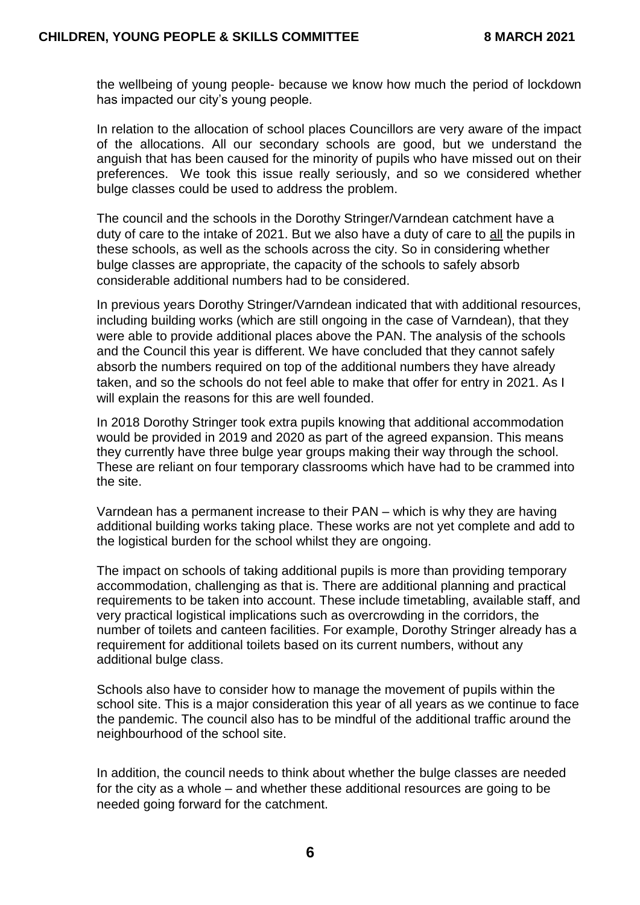the wellbeing of young people- because we know how much the period of lockdown has impacted our city's young people.

In relation to the allocation of school places Councillors are very aware of the impact of the allocations. All our secondary schools are good, but we understand the anguish that has been caused for the minority of pupils who have missed out on their preferences. We took this issue really seriously, and so we considered whether bulge classes could be used to address the problem.

The council and the schools in the Dorothy Stringer/Varndean catchment have a duty of care to the intake of 2021. But we also have a duty of care to <u>all</u> the pupils in these schools, as well as the schools across the city. So in considering whether bulge classes are appropriate, the capacity of the schools to safely absorb considerable additional numbers had to be considered.

In previous years Dorothy Stringer/Varndean indicated that with additional resources, including building works (which are still ongoing in the case of Varndean), that they were able to provide additional places above the PAN. The analysis of the schools and the Council this year is different. We have concluded that they cannot safely absorb the numbers required on top of the additional numbers they have already taken, and so the schools do not feel able to make that offer for entry in 2021. As I will explain the reasons for this are well founded.

In 2018 Dorothy Stringer took extra pupils knowing that additional accommodation would be provided in 2019 and 2020 as part of the agreed expansion. This means they currently have three bulge year groups making their way through the school. These are reliant on four temporary classrooms which have had to be crammed into the site.

Varndean has a permanent increase to their PAN – which is why they are having additional building works taking place. These works are not yet complete and add to the logistical burden for the school whilst they are ongoing.

The impact on schools of taking additional pupils is more than providing temporary accommodation, challenging as that is. There are additional planning and practical requirements to be taken into account. These include timetabling, available staff, and very practical logistical implications such as overcrowding in the corridors, the number of toilets and canteen facilities. For example, Dorothy Stringer already has a requirement for additional toilets based on its current numbers, without any additional bulge class.

Schools also have to consider how to manage the movement of pupils within the school site. This is a major consideration this year of all years as we continue to face the pandemic. The council also has to be mindful of the additional traffic around the neighbourhood of the school site.

In addition, the council needs to think about whether the bulge classes are needed for the city as a whole – and whether these additional resources are going to be needed going forward for the catchment.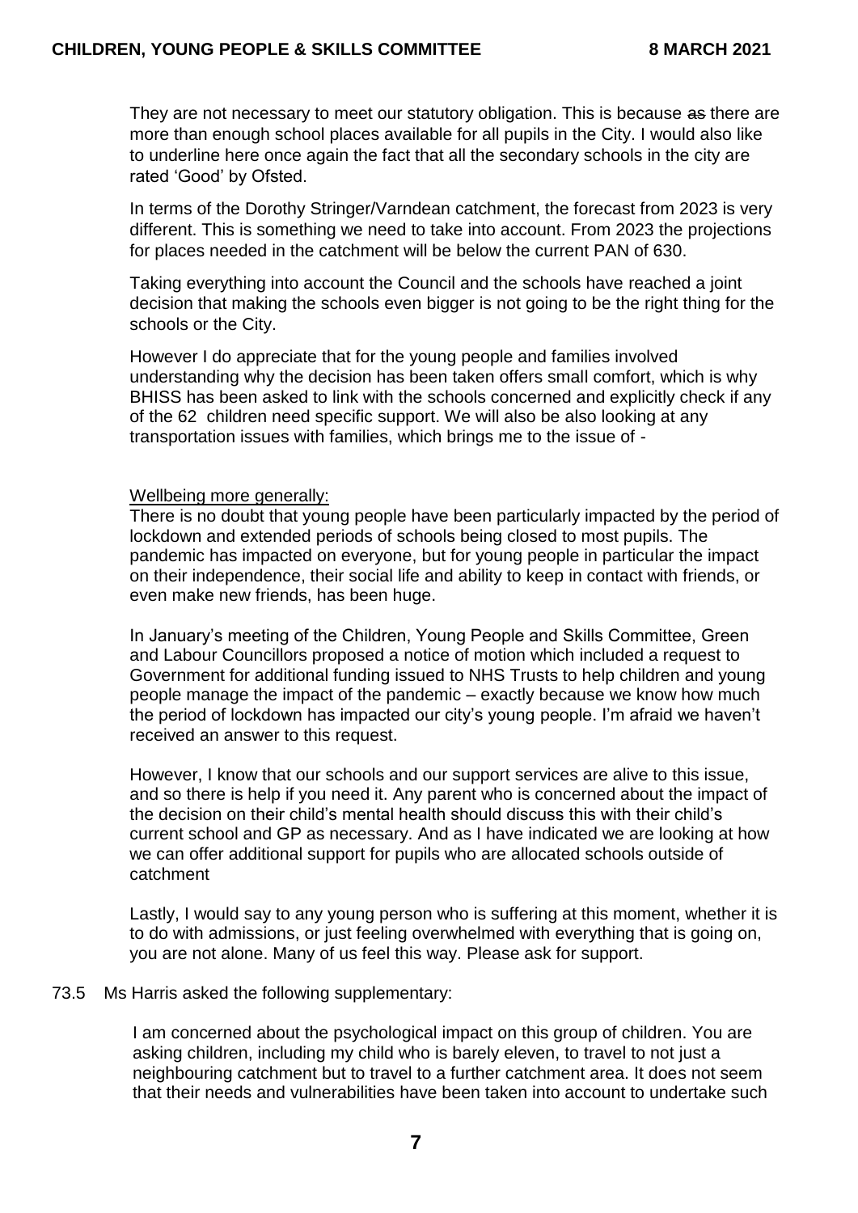They are not necessary to meet our statutory obligation. This is because ~~as~~ there are more than enough school places available for all pupils in the City. I would also like to underline here once again the fact that all the secondary schools in the city are rated 'Good' by Ofsted.

In terms of the Dorothy Stringer/Varndean catchment, the forecast from 2023 is very different. This is something we need to take into account. From 2023 the projections for places needed in the catchment will be below the current PAN of 630.

Taking everything into account the Council and the schools have reached a joint decision that making the schools even bigger is not going to be the right thing for the schools or the City.

However I do appreciate that for the young people and families involved understanding why the decision has been taken offers small comfort, which is why BHISS has been asked to link with the schools concerned and explicitly check if any of the 62 children need specific support. We will also be also looking at any transportation issues with families, which brings me to the issue of -

Wellbeing more generally:
There is no doubt that young people have been particularly impacted by the period of lockdown and extended periods of schools being closed to most pupils. The pandemic has impacted on everyone, but for young people in particular the impact on their independence, their social life and ability to keep in contact with friends, or even make new friends, has been huge.

In January's meeting of the Children, Young People and Skills Committee, Green and Labour Councillors proposed a notice of motion which included a request to Government for additional funding issued to NHS Trusts to help children and young people manage the impact of the pandemic – exactly because we know how much the period of lockdown has impacted our city's young people. I'm afraid we haven't received an answer to this request.

However, I know that our schools and our support services are alive to this issue, and so there is help if you need it. Any parent who is concerned about the impact of the decision on their child's mental health should discuss this with their child's current school and GP as necessary. And as I have indicated we are looking at how we can offer additional support for pupils who are allocated schools outside of catchment

Lastly, I would say to any young person who is suffering at this moment, whether it is to do with admissions, or just feeling overwhelmed with everything that is going on, you are not alone. Many of us feel this way. Please ask for support.

73.5 Ms Harris asked the following supplementary:

I am concerned about the psychological impact on this group of children. You are asking children, including my child who is barely eleven, to travel to not just a neighbouring catchment but to travel to a further catchment area. It does not seem that their needs and vulnerabilities have been taken into account to undertake such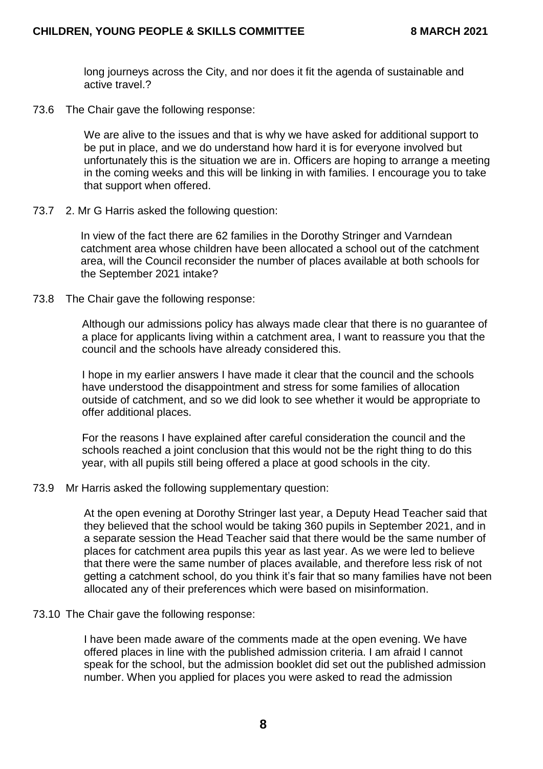long journeys across the City, and nor does it fit the agenda of sustainable and active travel.?

73.6 The Chair gave the following response:

> We are alive to the issues and that is why we have asked for additional support to be put in place, and we do understand how hard it is for everyone involved but unfortunately this is the situation we are in. Officers are hoping to arrange a meeting in the coming weeks and this will be linking in with families. I encourage you to take that support when offered.

73.7 2. Mr G Harris asked the following question:

> In view of the fact there are 62 families in the Dorothy Stringer and Varndean catchment area whose children have been allocated a school out of the catchment area, will the Council reconsider the number of places available at both schools for the September 2021 intake?

73.8 The Chair gave the following response:

> Although our admissions policy has always made clear that there is no guarantee of a place for applicants living within a catchment area, I want to reassure you that the council and the schools have already considered this.
>
> I hope in my earlier answers I have made it clear that the council and the schools have understood the disappointment and stress for some families of allocation outside of catchment, and so we did look to see whether it would be appropriate to offer additional places.
>
> For the reasons I have explained after careful consideration the council and the schools reached a joint conclusion that this would not be the right thing to do this year, with all pupils still being offered a place at good schools in the city.

73.9 Mr Harris asked the following supplementary question:

> At the open evening at Dorothy Stringer last year, a Deputy Head Teacher said that they believed that the school would be taking 360 pupils in September 2021, and in a separate session the Head Teacher said that there would be the same number of places for catchment area pupils this year as last year. As we were led to believe that there were the same number of places available, and therefore less risk of not getting a catchment school, do you think it's fair that so many families have not been allocated any of their preferences which were based on misinformation.

73.10 The Chair gave the following response:

> I have been made aware of the comments made at the open evening. We have offered places in line with the published admission criteria. I am afraid I cannot speak for the school, but the admission booklet did set out the published admission number. When you applied for places you were asked to read the admission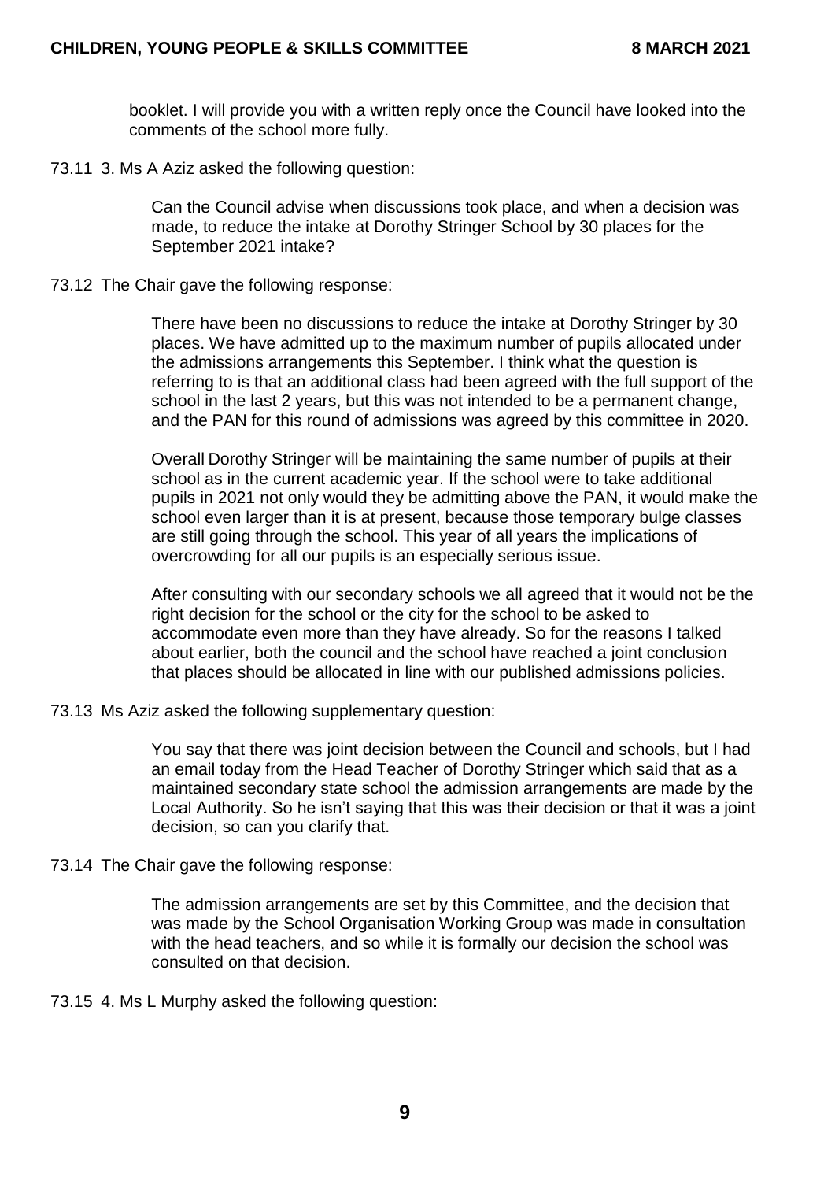booklet. I will provide you with a written reply once the Council have looked into the comments of the school more fully.

73.11 3. Ms A Aziz asked the following question:

> Can the Council advise when discussions took place, and when a decision was made, to reduce the intake at Dorothy Stringer School by 30 places for the September 2021 intake?

73.12 The Chair gave the following response:

> There have been no discussions to reduce the intake at Dorothy Stringer by 30 places. We have admitted up to the maximum number of pupils allocated under the admissions arrangements this September. I think what the question is referring to is that an additional class had been agreed with the full support of the school in the last 2 years, but this was not intended to be a permanent change, and the PAN for this round of admissions was agreed by this committee in 2020.
>
> Overall Dorothy Stringer will be maintaining the same number of pupils at their school as in the current academic year. If the school were to take additional pupils in 2021 not only would they be admitting above the PAN, it would make the school even larger than it is at present, because those temporary bulge classes are still going through the school. This year of all years the implications of overcrowding for all our pupils is an especially serious issue.
>
> After consulting with our secondary schools we all agreed that it would not be the right decision for the school or the city for the school to be asked to accommodate even more than they have already. So for the reasons I talked about earlier, both the council and the school have reached a joint conclusion that places should be allocated in line with our published admissions policies.

73.13 Ms Aziz asked the following supplementary question:

> You say that there was joint decision between the Council and schools, but I had an email today from the Head Teacher of Dorothy Stringer which said that as a maintained secondary state school the admission arrangements are made by the Local Authority. So he isn't saying that this was their decision or that it was a joint decision, so can you clarify that.

73.14 The Chair gave the following response:

> The admission arrangements are set by this Committee, and the decision that was made by the School Organisation Working Group was made in consultation with the head teachers, and so while it is formally our decision the school was consulted on that decision.

73.15 4. Ms L Murphy asked the following question: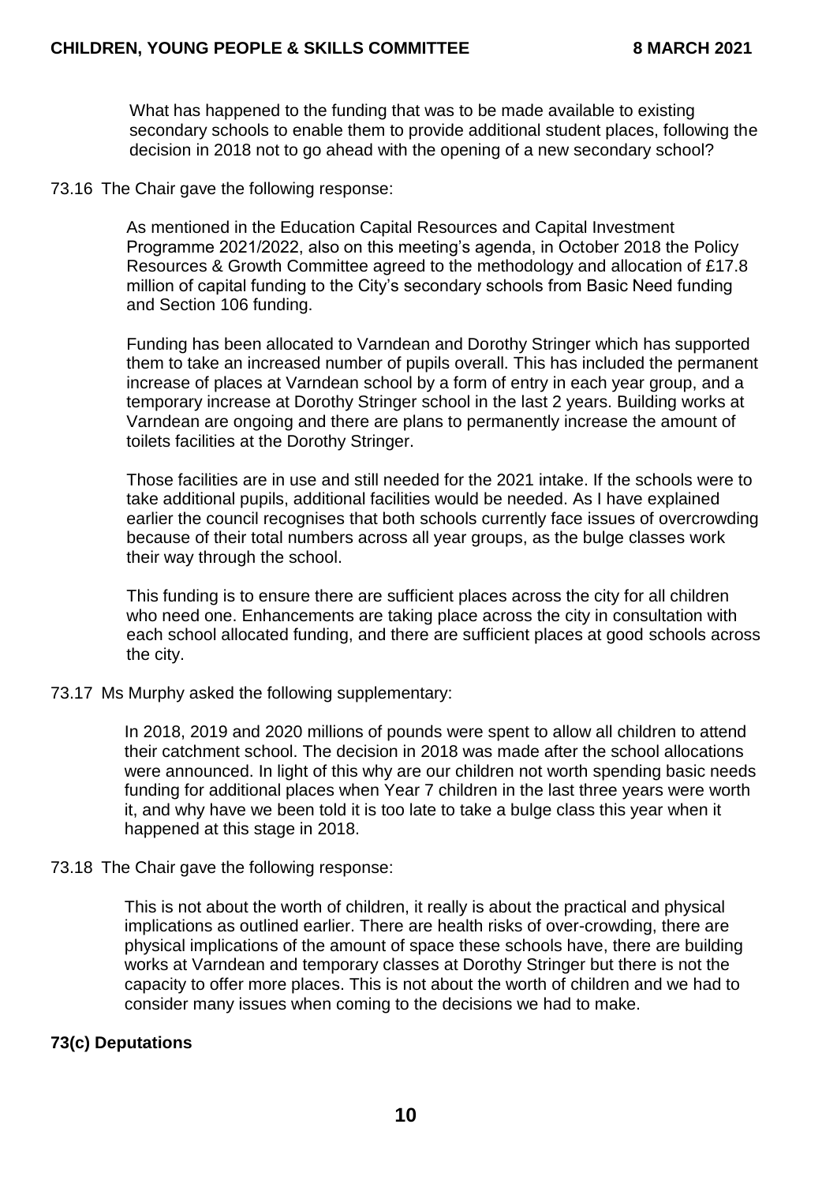What has happened to the funding that was to be made available to existing secondary schools to enable them to provide additional student places, following the decision in 2018 not to go ahead with the opening of a new secondary school?

73.16 The Chair gave the following response:

As mentioned in the Education Capital Resources and Capital Investment Programme 2021/2022, also on this meeting's agenda, in October 2018 the Policy Resources & Growth Committee agreed to the methodology and allocation of £17.8 million of capital funding to the City's secondary schools from Basic Need funding and Section 106 funding.

Funding has been allocated to Varndean and Dorothy Stringer which has supported them to take an increased number of pupils overall. This has included the permanent increase of places at Varndean school by a form of entry in each year group, and a temporary increase at Dorothy Stringer school in the last 2 years. Building works at Varndean are ongoing and there are plans to permanently increase the amount of toilets facilities at the Dorothy Stringer.

Those facilities are in use and still needed for the 2021 intake. If the schools were to take additional pupils, additional facilities would be needed. As I have explained earlier the council recognises that both schools currently face issues of overcrowding because of their total numbers across all year groups, as the bulge classes work their way through the school.

This funding is to ensure there are sufficient places across the city for all children who need one. Enhancements are taking place across the city in consultation with each school allocated funding, and there are sufficient places at good schools across the city.

73.17 Ms Murphy asked the following supplementary:

In 2018, 2019 and 2020 millions of pounds were spent to allow all children to attend their catchment school. The decision in 2018 was made after the school allocations were announced. In light of this why are our children not worth spending basic needs funding for additional places when Year 7 children in the last three years were worth it, and why have we been told it is too late to take a bulge class this year when it happened at this stage in 2018.

73.18 The Chair gave the following response:

This is not about the worth of children, it really is about the practical and physical implications as outlined earlier. There are health risks of over-crowding, there are physical implications of the amount of space these schools have, there are building works at Varndean and temporary classes at Dorothy Stringer but there is not the capacity to offer more places. This is not about the worth of children and we had to consider many issues when coming to the decisions we had to make.

## 73(c) Deputations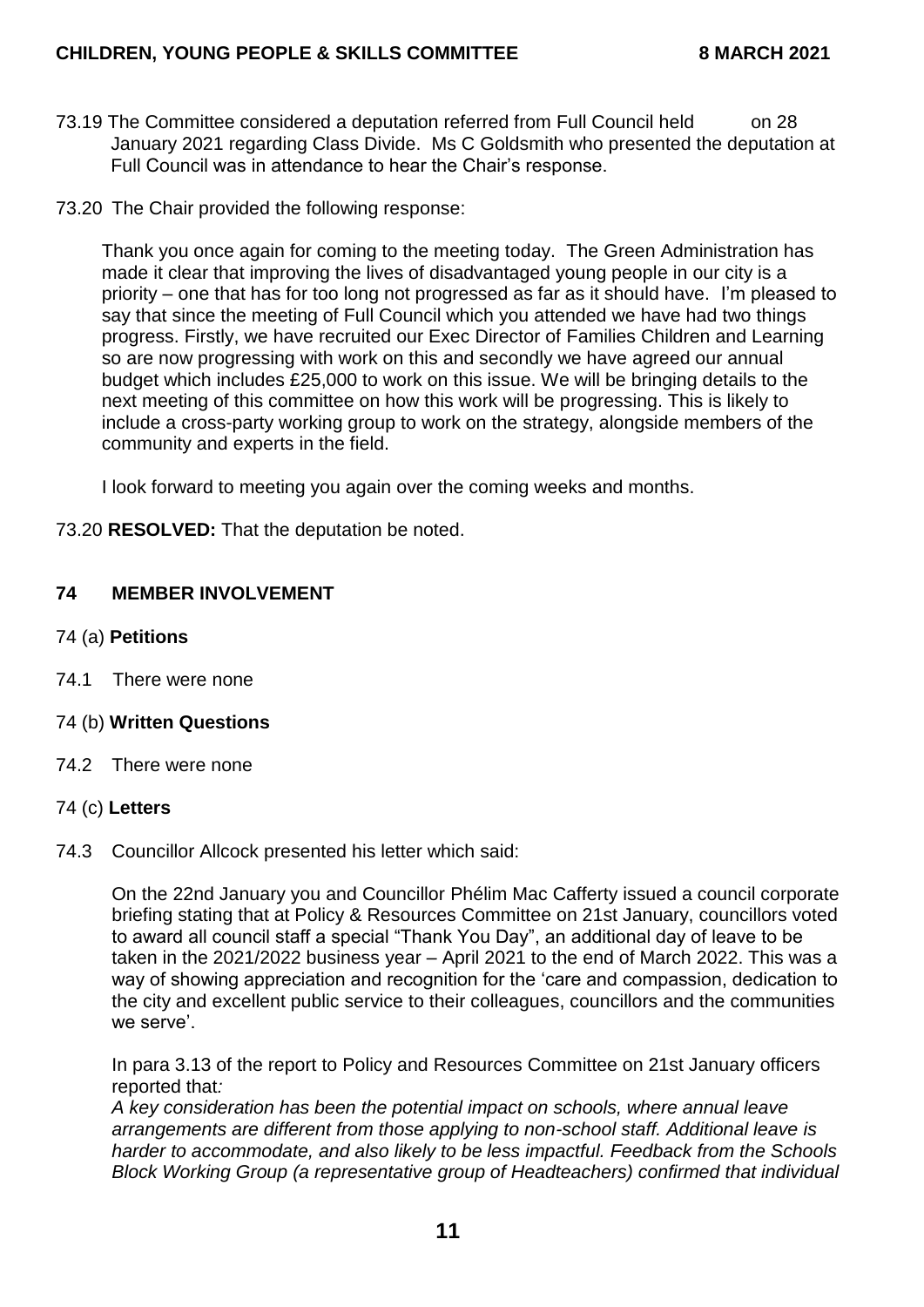73.19 The Committee considered a deputation referred from Full Council held on 28 January 2021 regarding Class Divide. Ms C Goldsmith who presented the deputation at Full Council was in attendance to hear the Chair's response.

73.20 The Chair provided the following response:

Thank you once again for coming to the meeting today. The Green Administration has made it clear that improving the lives of disadvantaged young people in our city is a priority – one that has for too long not progressed as far as it should have. I'm pleased to say that since the meeting of Full Council which you attended we have had two things progress. Firstly, we have recruited our Exec Director of Families Children and Learning so are now progressing with work on this and secondly we have agreed our annual budget which includes £25,000 to work on this issue. We will be bringing details to the next meeting of this committee on how this work will be progressing. This is likely to include a cross-party working group to work on the strategy, alongside members of the community and experts in the field.

I look forward to meeting you again over the coming weeks and months.

73.20 **RESOLVED:** That the deputation be noted.

## 74 MEMBER INVOLVEMENT

74 (a) **Petitions**

74.1 There were none

74 (b) **Written Questions**

74.2 There were none

74 (c) **Letters**

74.3 Councillor Allcock presented his letter which said:

On the 22nd January you and Councillor Phélim Mac Cafferty issued a council corporate briefing stating that at Policy & Resources Committee on 21st January, councillors voted to award all council staff a special "Thank You Day", an additional day of leave to be taken in the 2021/2022 business year – April 2021 to the end of March 2022. This was a way of showing appreciation and recognition for the 'care and compassion, dedication to the city and excellent public service to their colleagues, councillors and the communities we serve'.

In para 3.13 of the report to Policy and Resources Committee on 21st January officers reported that:

*A key consideration has been the potential impact on schools, where annual leave arrangements are different from those applying to non-school staff. Additional leave is harder to accommodate, and also likely to be less impactful. Feedback from the Schools Block Working Group (a representative group of Headteachers) confirmed that individual*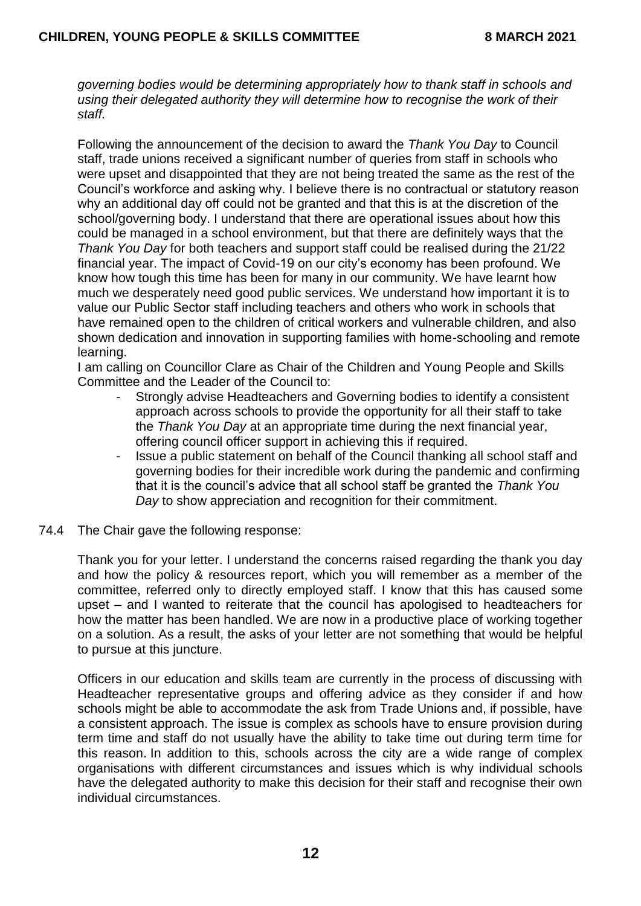*governing bodies would be determining appropriately how to thank staff in schools and using their delegated authority they will determine how to recognise the work of their staff.*

Following the announcement of the decision to award the *Thank You Day* to Council staff, trade unions received a significant number of queries from staff in schools who were upset and disappointed that they are not being treated the same as the rest of the Council's workforce and asking why. I believe there is no contractual or statutory reason why an additional day off could not be granted and that this is at the discretion of the school/governing body. I understand that there are operational issues about how this could be managed in a school environment, but that there are definitely ways that the *Thank You Day* for both teachers and support staff could be realised during the 21/22 financial year. The impact of Covid-19 on our city's economy has been profound. We know how tough this time has been for many in our community. We have learnt how much we desperately need good public services. We understand how important it is to value our Public Sector staff including teachers and others who work in schools that have remained open to the children of critical workers and vulnerable children, and also shown dedication and innovation in supporting families with home-schooling and remote learning.

I am calling on Councillor Clare as Chair of the Children and Young People and Skills Committee and the Leader of the Council to:

- Strongly advise Headteachers and Governing bodies to identify a consistent approach across schools to provide the opportunity for all their staff to take the *Thank You Day* at an appropriate time during the next financial year, offering council officer support in achieving this if required.
- Issue a public statement on behalf of the Council thanking all school staff and governing bodies for their incredible work during the pandemic and confirming that it is the council's advice that all school staff be granted the *Thank You Day* to show appreciation and recognition for their commitment.

74.4 The Chair gave the following response:

Thank you for your letter. I understand the concerns raised regarding the thank you day and how the policy & resources report, which you will remember as a member of the committee, referred only to directly employed staff. I know that this has caused some upset – and I wanted to reiterate that the council has apologised to headteachers for how the matter has been handled. We are now in a productive place of working together on a solution. As a result, the asks of your letter are not something that would be helpful to pursue at this juncture.

Officers in our education and skills team are currently in the process of discussing with Headteacher representative groups and offering advice as they consider if and how schools might be able to accommodate the ask from Trade Unions and, if possible, have a consistent approach. The issue is complex as schools have to ensure provision during term time and staff do not usually have the ability to take time out during term time for this reason. In addition to this, schools across the city are a wide range of complex organisations with different circumstances and issues which is why individual schools have the delegated authority to make this decision for their staff and recognise their own individual circumstances.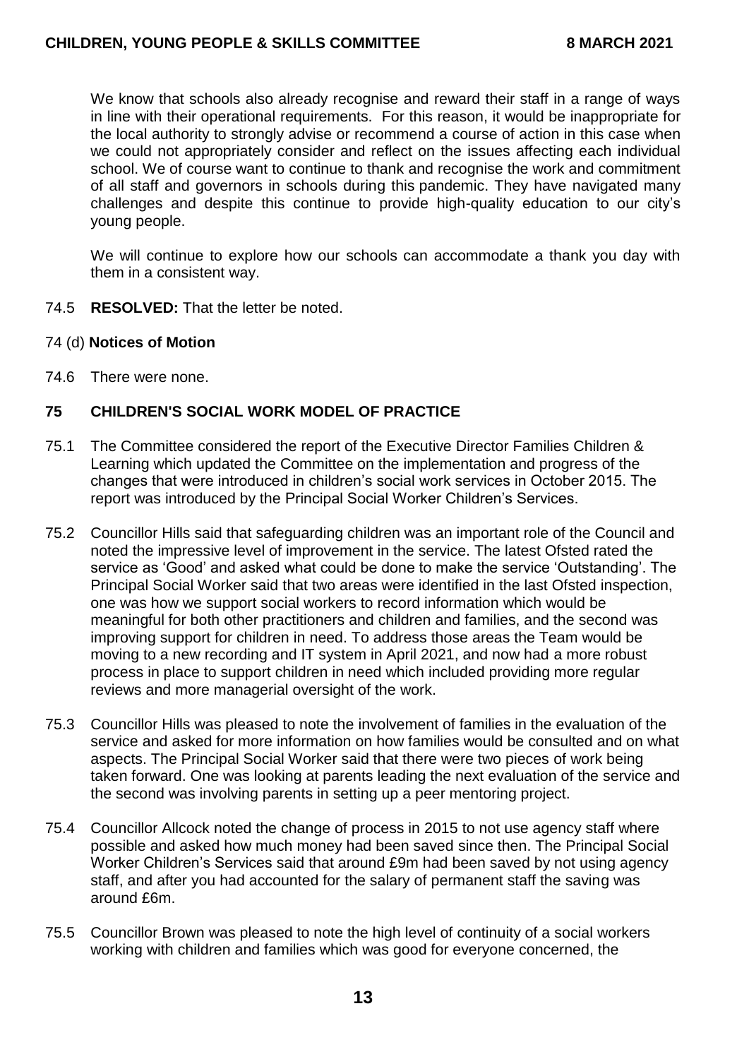We know that schools also already recognise and reward their staff in a range of ways in line with their operational requirements. For this reason, it would be inappropriate for the local authority to strongly advise or recommend a course of action in this case when we could not appropriately consider and reflect on the issues affecting each individual school. We of course want to continue to thank and recognise the work and commitment of all staff and governors in schools during this pandemic. They have navigated many challenges and despite this continue to provide high-quality education to our city's young people.

We will continue to explore how our schools can accommodate a thank you day with them in a consistent way.

74.5 **RESOLVED:** That the letter be noted.

74 (d) **Notices of Motion**

74.6 There were none.

## 75 CHILDREN'S SOCIAL WORK MODEL OF PRACTICE

75.1 The Committee considered the report of the Executive Director Families Children & Learning which updated the Committee on the implementation and progress of the changes that were introduced in children's social work services in October 2015. The report was introduced by the Principal Social Worker Children's Services.

75.2 Councillor Hills said that safeguarding children was an important role of the Council and noted the impressive level of improvement in the service. The latest Ofsted rated the service as 'Good' and asked what could be done to make the service 'Outstanding'. The Principal Social Worker said that two areas were identified in the last Ofsted inspection, one was how we support social workers to record information which would be meaningful for both other practitioners and children and families, and the second was improving support for children in need. To address those areas the Team would be moving to a new recording and IT system in April 2021, and now had a more robust process in place to support children in need which included providing more regular reviews and more managerial oversight of the work.

75.3 Councillor Hills was pleased to note the involvement of families in the evaluation of the service and asked for more information on how families would be consulted and on what aspects. The Principal Social Worker said that there were two pieces of work being taken forward. One was looking at parents leading the next evaluation of the service and the second was involving parents in setting up a peer mentoring project.

75.4 Councillor Allcock noted the change of process in 2015 to not use agency staff where possible and asked how much money had been saved since then. The Principal Social Worker Children's Services said that around £9m had been saved by not using agency staff, and after you had accounted for the salary of permanent staff the saving was around £6m.

75.5 Councillor Brown was pleased to note the high level of continuity of a social workers working with children and families which was good for everyone concerned, the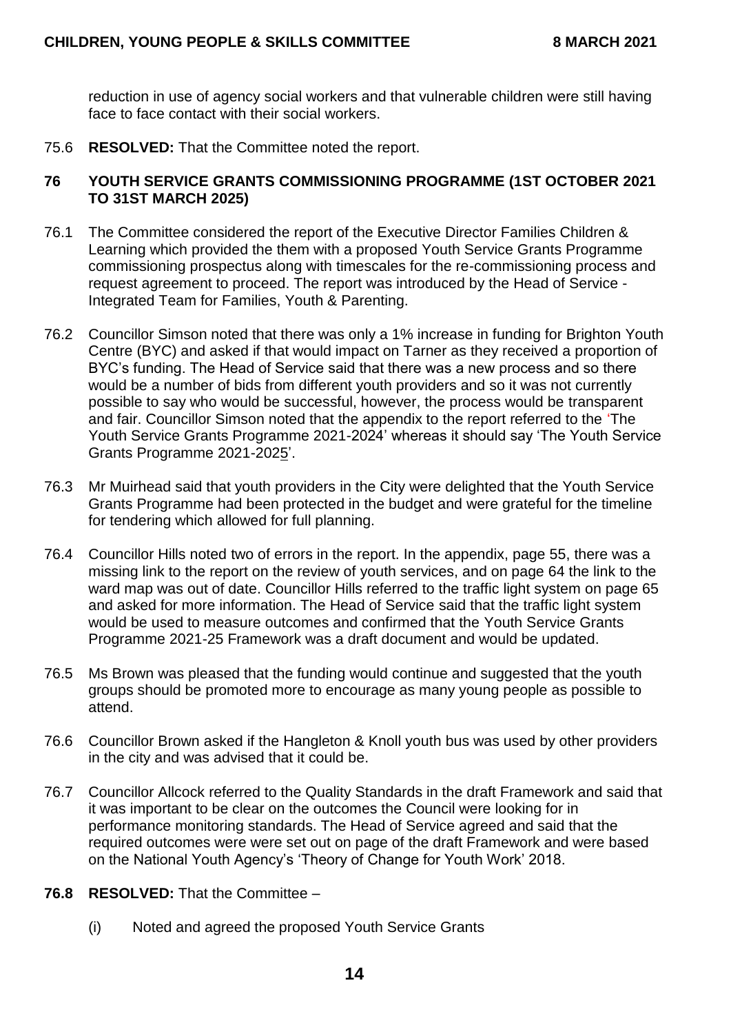reduction in use of agency social workers and that vulnerable children were still having face to face contact with their social workers.

75.6 **RESOLVED:** That the Committee noted the report.

## 76 YOUTH SERVICE GRANTS COMMISSIONING PROGRAMME (1ST OCTOBER 2021 TO 31ST MARCH 2025)

76.1 The Committee considered the report of the Executive Director Families Children & Learning which provided the them with a proposed Youth Service Grants Programme commissioning prospectus along with timescales for the re-commissioning process and request agreement to proceed. The report was introduced by the Head of Service - Integrated Team for Families, Youth & Parenting.

76.2 Councillor Simson noted that there was only a 1% increase in funding for Brighton Youth Centre (BYC) and asked if that would impact on Tarner as they received a proportion of BYC's funding. The Head of Service said that there was a new process and so there would be a number of bids from different youth providers and so it was not currently possible to say who would be successful, however, the process would be transparent and fair. Councillor Simson noted that the appendix to the report referred to the 'The Youth Service Grants Programme 2021-2024' whereas it should say 'The Youth Service Grants Programme 2021-2025'.

76.3 Mr Muirhead said that youth providers in the City were delighted that the Youth Service Grants Programme had been protected in the budget and were grateful for the timeline for tendering which allowed for full planning.

76.4 Councillor Hills noted two of errors in the report. In the appendix, page 55, there was a missing link to the report on the review of youth services, and on page 64 the link to the ward map was out of date. Councillor Hills referred to the traffic light system on page 65 and asked for more information. The Head of Service said that the traffic light system would be used to measure outcomes and confirmed that the Youth Service Grants Programme 2021-25 Framework was a draft document and would be updated.

76.5 Ms Brown was pleased that the funding would continue and suggested that the youth groups should be promoted more to encourage as many young people as possible to attend.

76.6 Councillor Brown asked if the Hangleton & Knoll youth bus was used by other providers in the city and was advised that it could be.

76.7 Councillor Allcock referred to the Quality Standards in the draft Framework and said that it was important to be clear on the outcomes the Council were looking for in performance monitoring standards. The Head of Service agreed and said that the required outcomes were were set out on page of the draft Framework and were based on the National Youth Agency's 'Theory of Change for Youth Work' 2018.

**76.8 RESOLVED:** That the Committee –

(i) Noted and agreed the proposed Youth Service Grants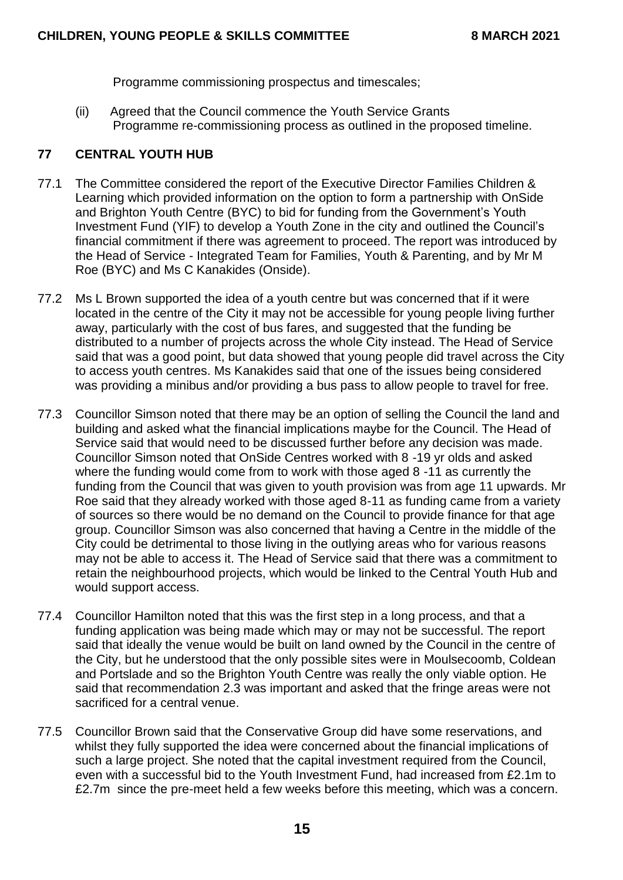Programme commissioning prospectus and timescales;

(ii) Agreed that the Council commence the Youth Service Grants Programme re-commissioning process as outlined in the proposed timeline.

## 77 CENTRAL YOUTH HUB

77.1 The Committee considered the report of the Executive Director Families Children & Learning which provided information on the option to form a partnership with OnSide and Brighton Youth Centre (BYC) to bid for funding from the Government's Youth Investment Fund (YIF) to develop a Youth Zone in the city and outlined the Council's financial commitment if there was agreement to proceed. The report was introduced by the Head of Service - Integrated Team for Families, Youth & Parenting, and by Mr M Roe (BYC) and Ms C Kanakides (Onside).

77.2 Ms L Brown supported the idea of a youth centre but was concerned that if it were located in the centre of the City it may not be accessible for young people living further away, particularly with the cost of bus fares, and suggested that the funding be distributed to a number of projects across the whole City instead. The Head of Service said that was a good point, but data showed that young people did travel across the City to access youth centres. Ms Kanakides said that one of the issues being considered was providing a minibus and/or providing a bus pass to allow people to travel for free.

77.3 Councillor Simson noted that there may be an option of selling the Council the land and building and asked what the financial implications maybe for the Council. The Head of Service said that would need to be discussed further before any decision was made. Councillor Simson noted that OnSide Centres worked with 8 -19 yr olds and asked where the funding would come from to work with those aged 8 -11 as currently the funding from the Council that was given to youth provision was from age 11 upwards. Mr Roe said that they already worked with those aged 8-11 as funding came from a variety of sources so there would be no demand on the Council to provide finance for that age group. Councillor Simson was also concerned that having a Centre in the middle of the City could be detrimental to those living in the outlying areas who for various reasons may not be able to access it. The Head of Service said that there was a commitment to retain the neighbourhood projects, which would be linked to the Central Youth Hub and would support access.

77.4 Councillor Hamilton noted that this was the first step in a long process, and that a funding application was being made which may or may not be successful. The report said that ideally the venue would be built on land owned by the Council in the centre of the City, but he understood that the only possible sites were in Moulsecoomb, Coldean and Portslade and so the Brighton Youth Centre was really the only viable option. He said that recommendation 2.3 was important and asked that the fringe areas were not sacrificed for a central venue.

77.5 Councillor Brown said that the Conservative Group did have some reservations, and whilst they fully supported the idea were concerned about the financial implications of such a large project. She noted that the capital investment required from the Council, even with a successful bid to the Youth Investment Fund, had increased from £2.1m to £2.7m since the pre-meet held a few weeks before this meeting, which was a concern.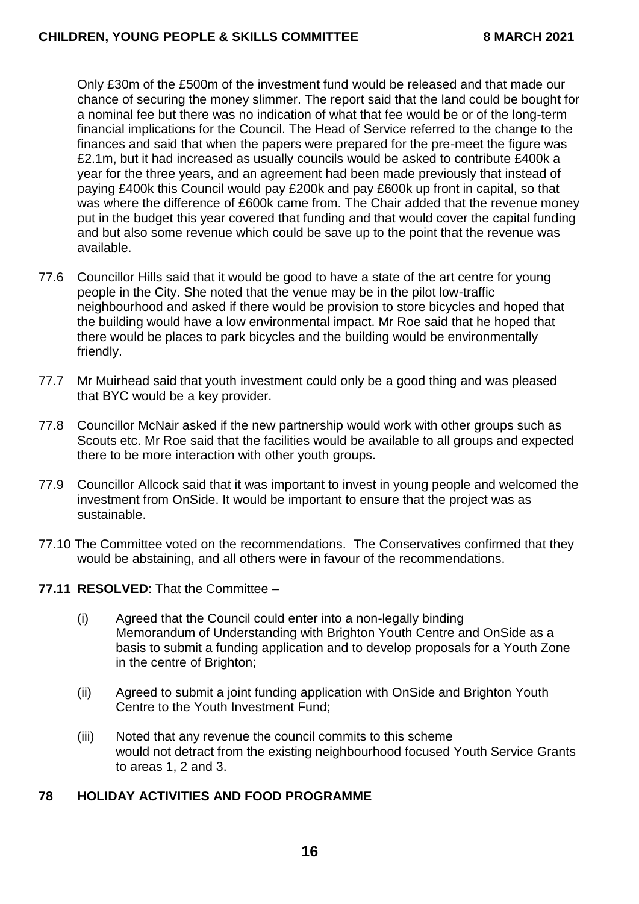Only £30m of the £500m of the investment fund would be released and that made our chance of securing the money slimmer. The report said that the land could be bought for a nominal fee but there was no indication of what that fee would be or of the long-term financial implications for the Council. The Head of Service referred to the change to the finances and said that when the papers were prepared for the pre-meet the figure was £2.1m, but it had increased as usually councils would be asked to contribute £400k a year for the three years, and an agreement had been made previously that instead of paying £400k this Council would pay £200k and pay £600k up front in capital, so that was where the difference of £600k came from. The Chair added that the revenue money put in the budget this year covered that funding and that would cover the capital funding and but also some revenue which could be save up to the point that the revenue was available.

77.6 Councillor Hills said that it would be good to have a state of the art centre for young people in the City. She noted that the venue may be in the pilot low-traffic neighbourhood and asked if there would be provision to store bicycles and hoped that the building would have a low environmental impact. Mr Roe said that he hoped that there would be places to park bicycles and the building would be environmentally friendly.

77.7 Mr Muirhead said that youth investment could only be a good thing and was pleased that BYC would be a key provider.

77.8 Councillor McNair asked if the new partnership would work with other groups such as Scouts etc. Mr Roe said that the facilities would be available to all groups and expected there to be more interaction with other youth groups.

77.9 Councillor Allcock said that it was important to invest in young people and welcomed the investment from OnSide. It would be important to ensure that the project was as sustainable.

77.10 The Committee voted on the recommendations. The Conservatives confirmed that they would be abstaining, and all others were in favour of the recommendations.

**77.11 RESOLVED**: That the Committee –

(i) Agreed that the Council could enter into a non-legally binding Memorandum of Understanding with Brighton Youth Centre and OnSide as a basis to submit a funding application and to develop proposals for a Youth Zone in the centre of Brighton;

(ii) Agreed to submit a joint funding application with OnSide and Brighton Youth Centre to the Youth Investment Fund;

(iii) Noted that any revenue the council commits to this scheme would not detract from the existing neighbourhood focused Youth Service Grants to areas 1, 2 and 3.

## 78 HOLIDAY ACTIVITIES AND FOOD PROGRAMME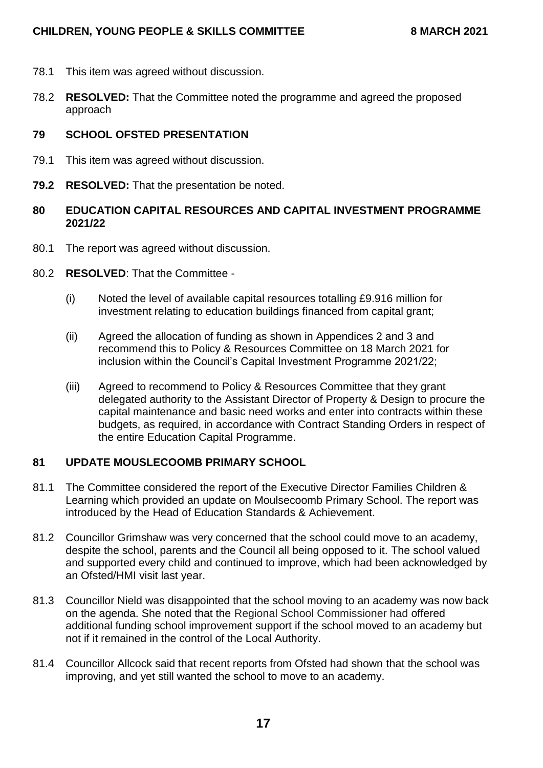78.1 This item was agreed without discussion.

78.2 **RESOLVED:** That the Committee noted the programme and agreed the proposed approach

### 79 SCHOOL OFSTED PRESENTATION

79.1 This item was agreed without discussion.

**79.2** **RESOLVED:** That the presentation be noted.

### 80 EDUCATION CAPITAL RESOURCES AND CAPITAL INVESTMENT PROGRAMME 2021/22

80.1 The report was agreed without discussion.

80.2 **RESOLVED**: That the Committee -

(i) Noted the level of available capital resources totalling £9.916 million for investment relating to education buildings financed from capital grant;

(ii) Agreed the allocation of funding as shown in Appendices 2 and 3 and recommend this to Policy & Resources Committee on 18 March 2021 for inclusion within the Council's Capital Investment Programme 2021/22;

(iii) Agreed to recommend to Policy & Resources Committee that they grant delegated authority to the Assistant Director of Property & Design to procure the capital maintenance and basic need works and enter into contracts within these budgets, as required, in accordance with Contract Standing Orders in respect of the entire Education Capital Programme.

### 81 UPDATE MOUSLECOOMB PRIMARY SCHOOL

81.1 The Committee considered the report of the Executive Director Families Children & Learning which provided an update on Moulsecoomb Primary School. The report was introduced by the Head of Education Standards & Achievement.

81.2 Councillor Grimshaw was very concerned that the school could move to an academy, despite the school, parents and the Council all being opposed to it. The school valued and supported every child and continued to improve, which had been acknowledged by an Ofsted/HMI visit last year.

81.3 Councillor Nield was disappointed that the school moving to an academy was now back on the agenda. She noted that the Regional School Commissioner had offered additional funding school improvement support if the school moved to an academy but not if it remained in the control of the Local Authority.

81.4 Councillor Allcock said that recent reports from Ofsted had shown that the school was improving, and yet still wanted the school to move to an academy.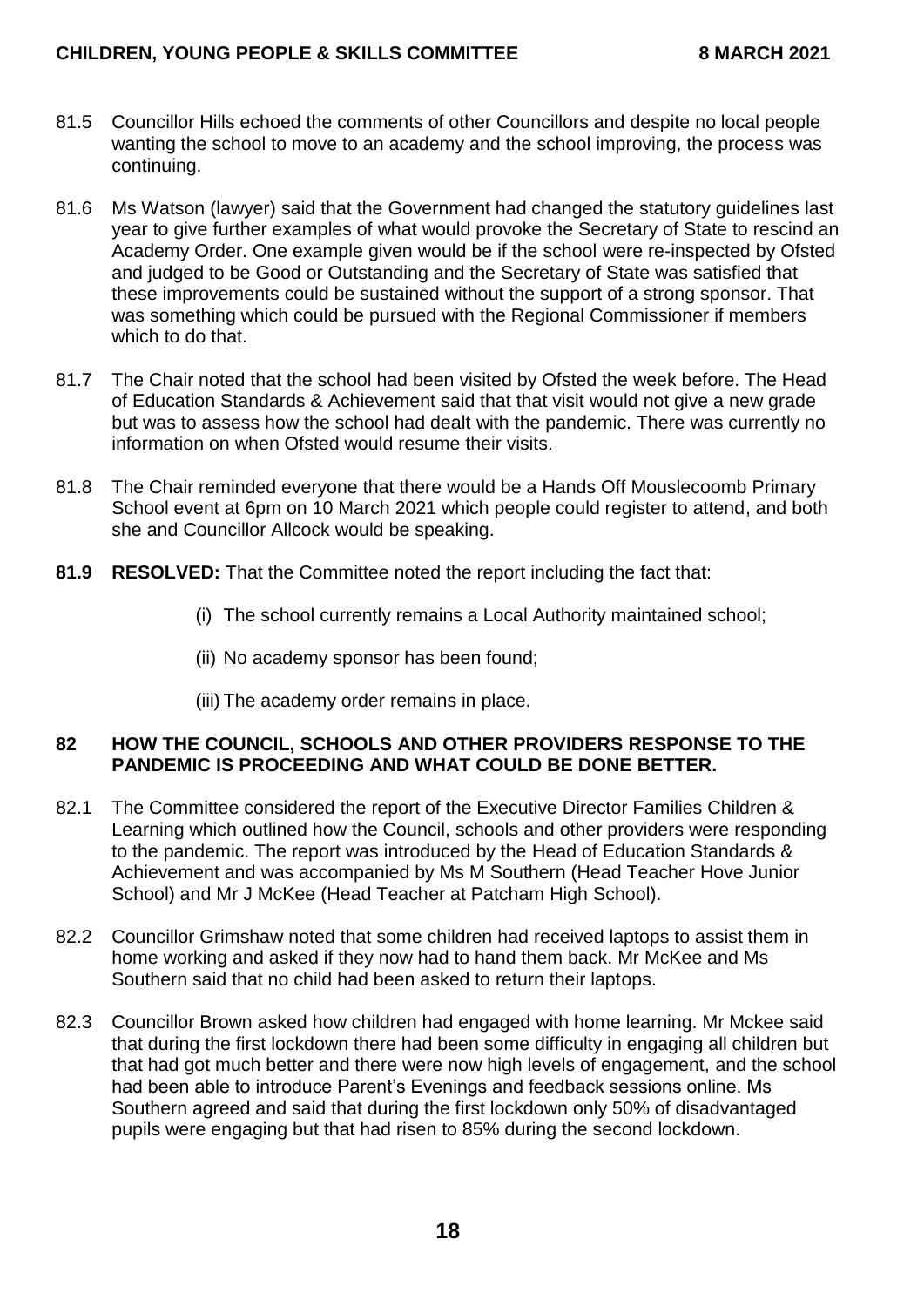81.5 Councillor Hills echoed the comments of other Councillors and despite no local people wanting the school to move to an academy and the school improving, the process was continuing.

81.6 Ms Watson (lawyer) said that the Government had changed the statutory guidelines last year to give further examples of what would provoke the Secretary of State to rescind an Academy Order. One example given would be if the school were re-inspected by Ofsted and judged to be Good or Outstanding and the Secretary of State was satisfied that these improvements could be sustained without the support of a strong sponsor. That was something which could be pursued with the Regional Commissioner if members which to do that.

81.7 The Chair noted that the school had been visited by Ofsted the week before. The Head of Education Standards & Achievement said that that visit would not give a new grade but was to assess how the school had dealt with the pandemic. There was currently no information on when Ofsted would resume their visits.

81.8 The Chair reminded everyone that there would be a Hands Off Mouslecoomb Primary School event at 6pm on 10 March 2021 which people could register to attend, and both she and Councillor Allcock would be speaking.

**81.9 RESOLVED:** That the Committee noted the report including the fact that:

(i) The school currently remains a Local Authority maintained school;

(ii) No academy sponsor has been found;

(iii) The academy order remains in place.

## 82 HOW THE COUNCIL, SCHOOLS AND OTHER PROVIDERS RESPONSE TO THE PANDEMIC IS PROCEEDING AND WHAT COULD BE DONE BETTER.

82.1 The Committee considered the report of the Executive Director Families Children & Learning which outlined how the Council, schools and other providers were responding to the pandemic. The report was introduced by the Head of Education Standards & Achievement and was accompanied by Ms M Southern (Head Teacher Hove Junior School) and Mr J McKee (Head Teacher at Patcham High School).

82.2 Councillor Grimshaw noted that some children had received laptops to assist them in home working and asked if they now had to hand them back. Mr McKee and Ms Southern said that no child had been asked to return their laptops.

82.3 Councillor Brown asked how children had engaged with home learning. Mr Mckee said that during the first lockdown there had been some difficulty in engaging all children but that had got much better and there were now high levels of engagement, and the school had been able to introduce Parent's Evenings and feedback sessions online. Ms Southern agreed and said that during the first lockdown only 50% of disadvantaged pupils were engaging but that had risen to 85% during the second lockdown.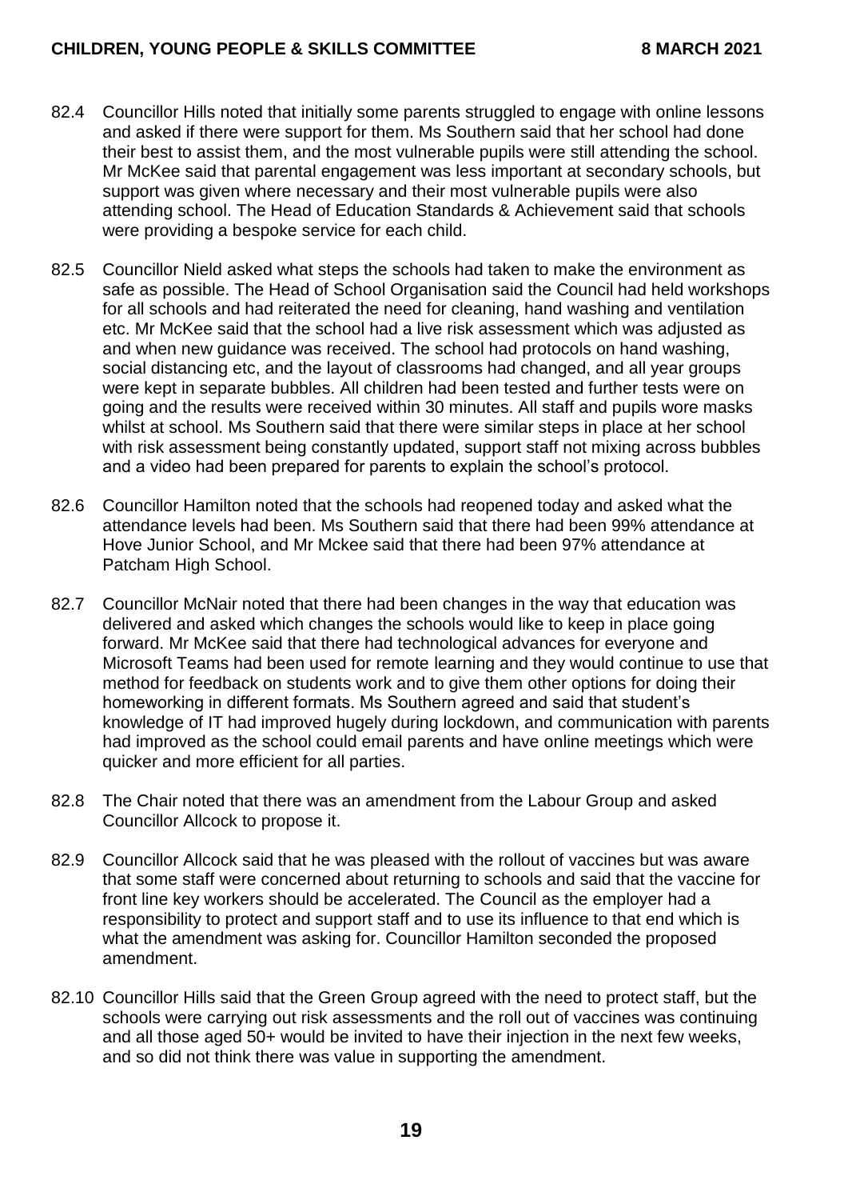82.4 Councillor Hills noted that initially some parents struggled to engage with online lessons and asked if there were support for them. Ms Southern said that her school had done their best to assist them, and the most vulnerable pupils were still attending the school. Mr McKee said that parental engagement was less important at secondary schools, but support was given where necessary and their most vulnerable pupils were also attending school. The Head of Education Standards & Achievement said that schools were providing a bespoke service for each child.

82.5 Councillor Nield asked what steps the schools had taken to make the environment as safe as possible. The Head of School Organisation said the Council had held workshops for all schools and had reiterated the need for cleaning, hand washing and ventilation etc. Mr McKee said that the school had a live risk assessment which was adjusted as and when new guidance was received. The school had protocols on hand washing, social distancing etc, and the layout of classrooms had changed, and all year groups were kept in separate bubbles. All children had been tested and further tests were on going and the results were received within 30 minutes. All staff and pupils wore masks whilst at school. Ms Southern said that there were similar steps in place at her school with risk assessment being constantly updated, support staff not mixing across bubbles and a video had been prepared for parents to explain the school's protocol.

82.6 Councillor Hamilton noted that the schools had reopened today and asked what the attendance levels had been. Ms Southern said that there had been 99% attendance at Hove Junior School, and Mr Mckee said that there had been 97% attendance at Patcham High School.

82.7 Councillor McNair noted that there had been changes in the way that education was delivered and asked which changes the schools would like to keep in place going forward. Mr McKee said that there had technological advances for everyone and Microsoft Teams had been used for remote learning and they would continue to use that method for feedback on students work and to give them other options for doing their homeworking in different formats. Ms Southern agreed and said that student's knowledge of IT had improved hugely during lockdown, and communication with parents had improved as the school could email parents and have online meetings which were quicker and more efficient for all parties.

82.8 The Chair noted that there was an amendment from the Labour Group and asked Councillor Allcock to propose it.

82.9 Councillor Allcock said that he was pleased with the rollout of vaccines but was aware that some staff were concerned about returning to schools and said that the vaccine for front line key workers should be accelerated. The Council as the employer had a responsibility to protect and support staff and to use its influence to that end which is what the amendment was asking for. Councillor Hamilton seconded the proposed amendment.

82.10 Councillor Hills said that the Green Group agreed with the need to protect staff, but the schools were carrying out risk assessments and the roll out of vaccines was continuing and all those aged 50+ would be invited to have their injection in the next few weeks, and so did not think there was value in supporting the amendment.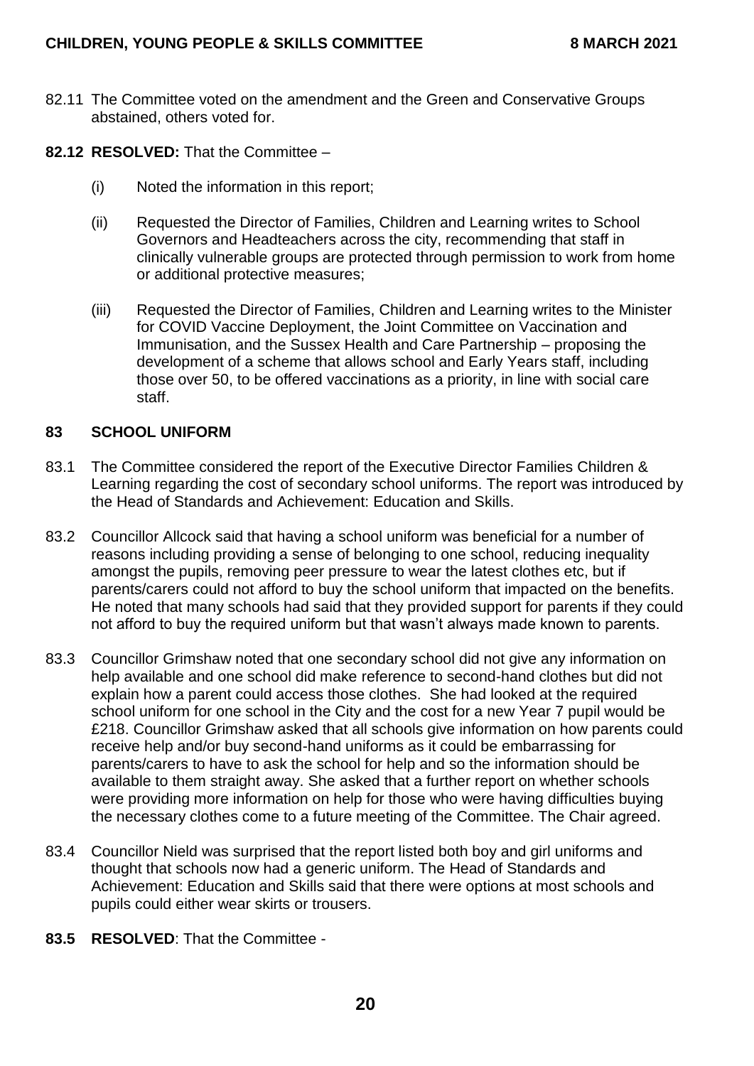82.11 The Committee voted on the amendment and the Green and Conservative Groups abstained, others voted for.

**82.12 RESOLVED:** That the Committee –

(i) Noted the information in this report;

(ii) Requested the Director of Families, Children and Learning writes to School Governors and Headteachers across the city, recommending that staff in clinically vulnerable groups are protected through permission to work from home or additional protective measures;

(iii) Requested the Director of Families, Children and Learning writes to the Minister for COVID Vaccine Deployment, the Joint Committee on Vaccination and Immunisation, and the Sussex Health and Care Partnership – proposing the development of a scheme that allows school and Early Years staff, including those over 50, to be offered vaccinations as a priority, in line with social care staff.

## 83 SCHOOL UNIFORM

83.1 The Committee considered the report of the Executive Director Families Children & Learning regarding the cost of secondary school uniforms. The report was introduced by the Head of Standards and Achievement: Education and Skills.

83.2 Councillor Allcock said that having a school uniform was beneficial for a number of reasons including providing a sense of belonging to one school, reducing inequality amongst the pupils, removing peer pressure to wear the latest clothes etc, but if parents/carers could not afford to buy the school uniform that impacted on the benefits. He noted that many schools had said that they provided support for parents if they could not afford to buy the required uniform but that wasn't always made known to parents.

83.3 Councillor Grimshaw noted that one secondary school did not give any information on help available and one school did make reference to second-hand clothes but did not explain how a parent could access those clothes. She had looked at the required school uniform for one school in the City and the cost for a new Year 7 pupil would be £218. Councillor Grimshaw asked that all schools give information on how parents could receive help and/or buy second-hand uniforms as it could be embarrassing for parents/carers to have to ask the school for help and so the information should be available to them straight away. She asked that a further report on whether schools were providing more information on help for those who were having difficulties buying the necessary clothes come to a future meeting of the Committee. The Chair agreed.

83.4 Councillor Nield was surprised that the report listed both boy and girl uniforms and thought that schools now had a generic uniform. The Head of Standards and Achievement: Education and Skills said that there were options at most schools and pupils could either wear skirts or trousers.

**83.5 RESOLVED**: That the Committee -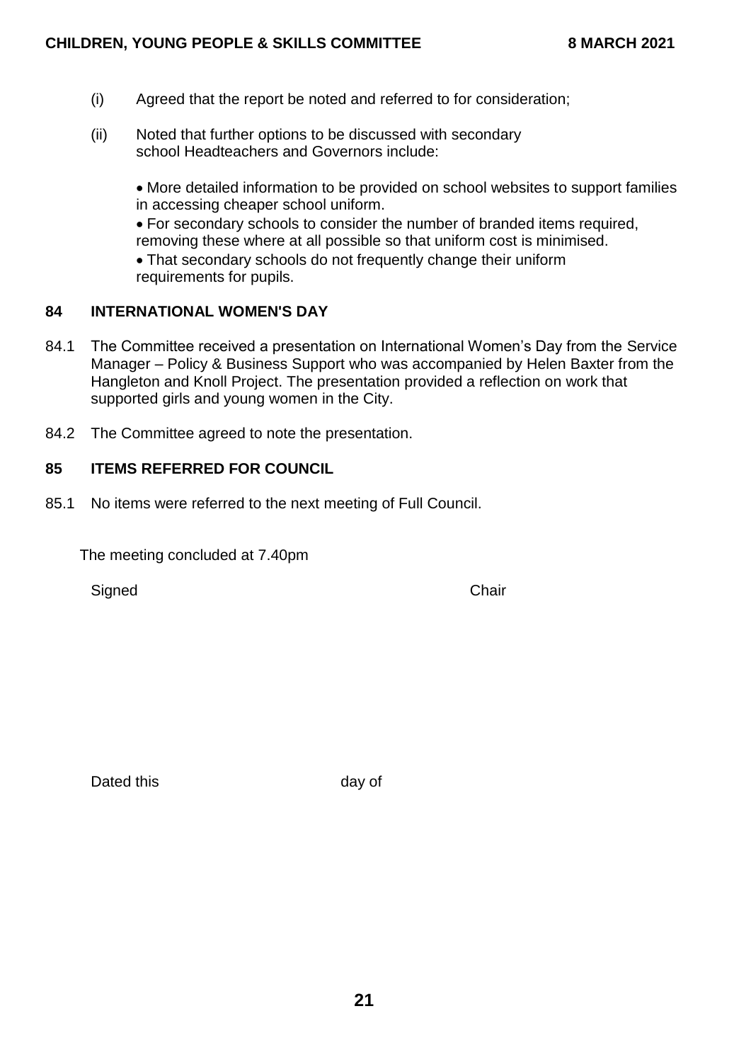(i) Agreed that the report be noted and referred to for consideration;

(ii) Noted that further options to be discussed with secondary school Headteachers and Governors include:

- More detailed information to be provided on school websites to support families in accessing cheaper school uniform.
- For secondary schools to consider the number of branded items required, removing these where at all possible so that uniform cost is minimised.
- That secondary schools do not frequently change their uniform requirements for pupils.

## 84 INTERNATIONAL WOMEN'S DAY

84.1 The Committee received a presentation on International Women's Day from the Service Manager – Policy & Business Support who was accompanied by Helen Baxter from the Hangleton and Knoll Project. The presentation provided a reflection on work that supported girls and young women in the City.

84.2 The Committee agreed to note the presentation.

## 85 ITEMS REFERRED FOR COUNCIL

85.1 No items were referred to the next meeting of Full Council.

The meeting concluded at 7.40pm

Signed Chair

Dated this day of